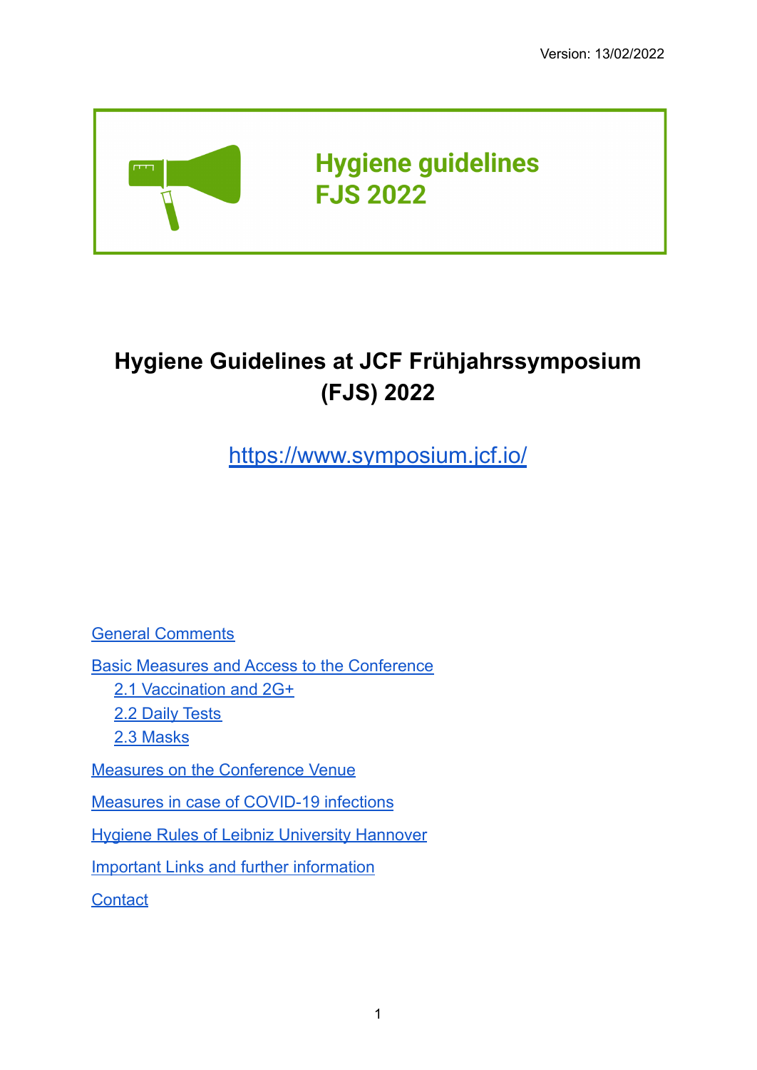Version: 13/02/2022

**Hygiene guidelines**
**FJS 2022**

# Hygiene Guidelines at JCF Frühjahrssymposium (FJS) 2022

https://www.symposium.jcf.io/

- General Comments
- Basic Measures and Access to the Conference
  - 2.1 Vaccination and 2G+
  - 2.2 Daily Tests
  - 2.3 Masks
- Measures on the Conference Venue
- Measures in case of COVID-19 infections
- Hygiene Rules of Leibniz University Hannover
- Important Links and further information
- Contact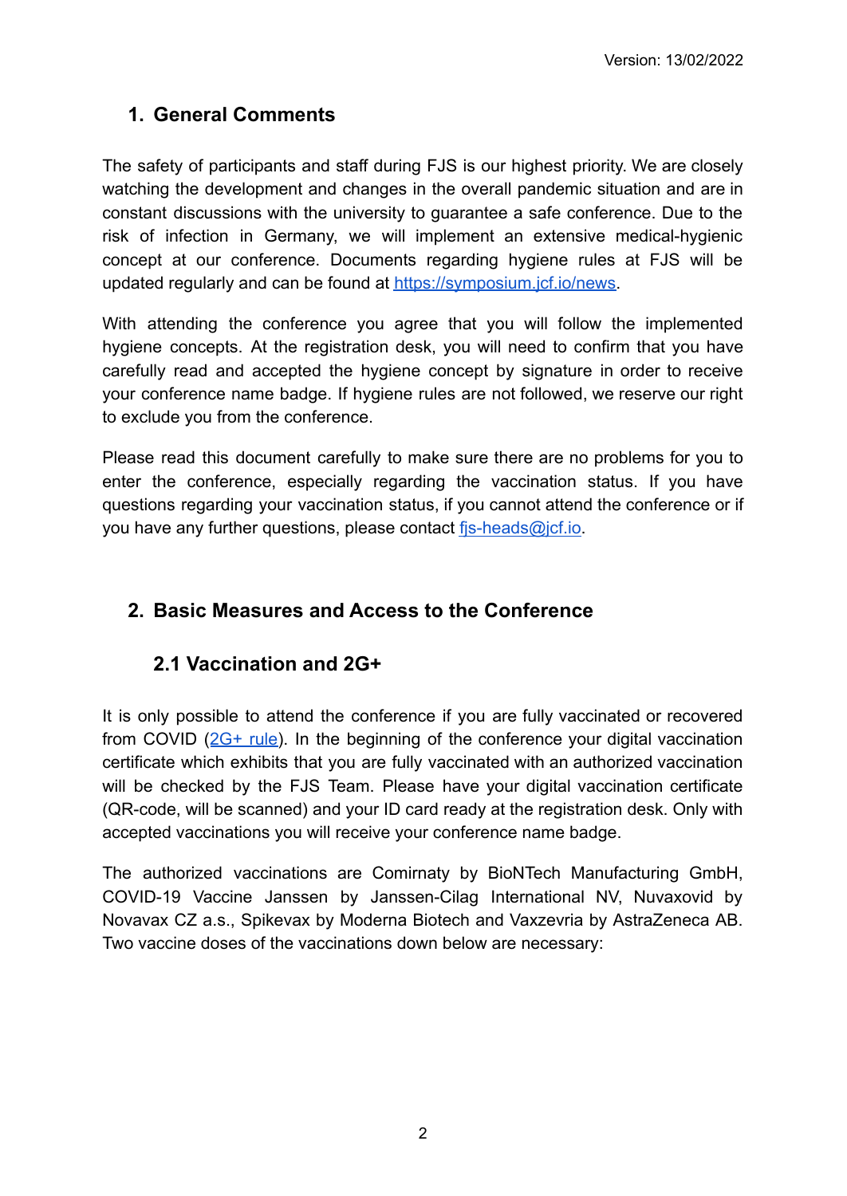Version: 13/02/2022

## 1. General Comments

The safety of participants and staff during FJS is our highest priority. We are closely watching the development and changes in the overall pandemic situation and are in constant discussions with the university to guarantee a safe conference. Due to the risk of infection in Germany, we will implement an extensive medical-hygienic concept at our conference. Documents regarding hygiene rules at FJS will be updated regularly and can be found at [https://symposium.jcf.io/news](https://symposium.jcf.io/news).

With attending the conference you agree that you will follow the implemented hygiene concepts. At the registration desk, you will need to confirm that you have carefully read and accepted the hygiene concept by signature in order to receive your conference name badge. If hygiene rules are not followed, we reserve our right to exclude you from the conference.

Please read this document carefully to make sure there are no problems for you to enter the conference, especially regarding the vaccination status. If you have questions regarding your vaccination status, if you cannot attend the conference or if you have any further questions, please contact [fjs-heads@jcf.io](mailto:fjs-heads@jcf.io).

## 2. Basic Measures and Access to the Conference

### 2.1 Vaccination and 2G+

It is only possible to attend the conference if you are fully vaccinated or recovered from COVID (2G+ rule). In the beginning of the conference your digital vaccination certificate which exhibits that you are fully vaccinated with an authorized vaccination will be checked by the FJS Team. Please have your digital vaccination certificate (QR-code, will be scanned) and your ID card ready at the registration desk. Only with accepted vaccinations you will receive your conference name badge.

The authorized vaccinations are Comirnaty by BioNTech Manufacturing GmbH, COVID-19 Vaccine Janssen by Janssen-Cilag International NV, Nuvaxovid by Novavax CZ a.s., Spikevax by Moderna Biotech and Vaxzevria by AstraZeneca AB. Two vaccine doses of the vaccinations down below are necessary: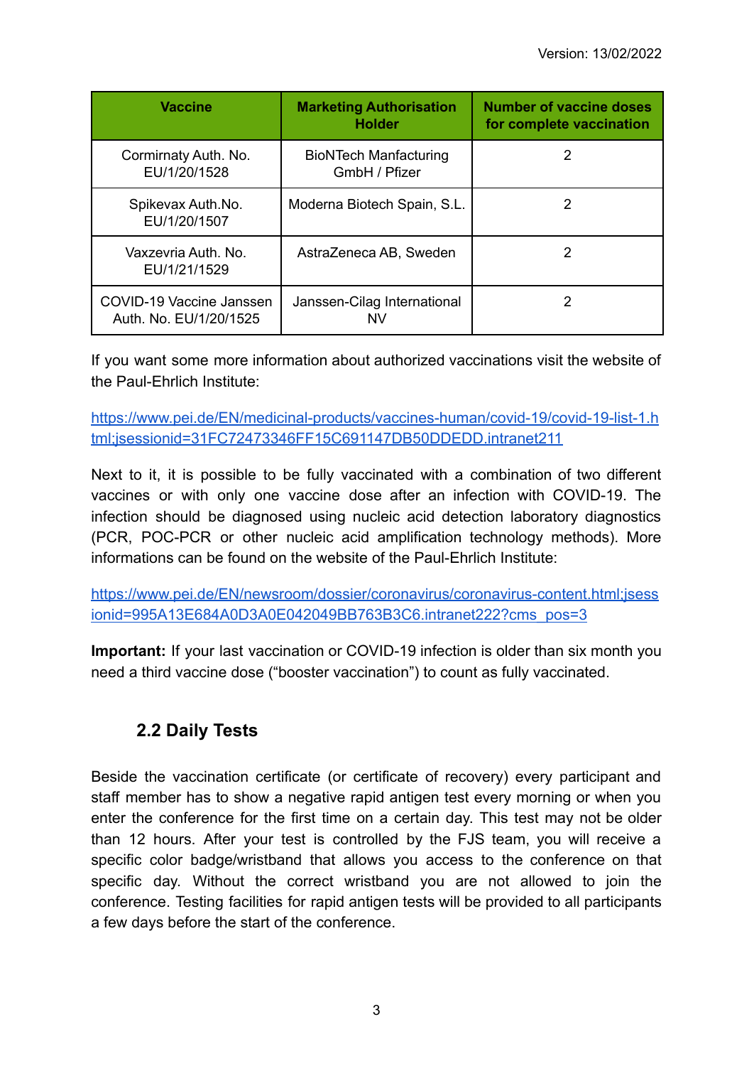| Vaccine | Marketing Authorisation Holder | Number of vaccine doses for complete vaccination |
|---|---|---|
| Cormirnaty Auth. No. EU/1/20/1528 | BioNTech Manfacturing GmbH / Pfizer | 2 |
| Spikevax Auth.No. EU/1/20/1507 | Moderna Biotech Spain, S.L. | 2 |
| Vaxzevria Auth. No. EU/1/21/1529 | AstraZeneca AB, Sweden | 2 |
| COVID-19 Vaccine Janssen Auth. No. EU/1/20/1525 | Janssen-Cilag International NV | 2 |

If you want some more information about authorized vaccinations visit the website of the Paul-Ehrlich Institute:

https://www.pei.de/EN/medicinal-products/vaccines-human/covid-19/covid-19-list-1.html;jsessionid=31FC72473346FF15C691147DB50DDEDD.intranet211

Next to it, it is possible to be fully vaccinated with a combination of two different vaccines or with only one vaccine dose after an infection with COVID-19. The infection should be diagnosed using nucleic acid detection laboratory diagnostics (PCR, POC-PCR or other nucleic acid amplification technology methods). More informations can be found on the website of the Paul-Ehrlich Institute:

https://www.pei.de/EN/newsroom/dossier/coronavirus/coronavirus-content.html;jsessionid=995A13E684A0D3A0E042049BB763B3C6.intranet222?cms_pos=3

**Important:** If your last vaccination or COVID-19 infection is older than six month you need a third vaccine dose ("booster vaccination") to count as fully vaccinated.

## 2.2 Daily Tests

Beside the vaccination certificate (or certificate of recovery) every participant and staff member has to show a negative rapid antigen test every morning or when you enter the conference for the first time on a certain day. This test may not be older than 12 hours. After your test is controlled by the FJS team, you will receive a specific color badge/wristband that allows you access to the conference on that specific day. Without the correct wristband you are not allowed to join the conference. Testing facilities for rapid antigen tests will be provided to all participants a few days before the start of the conference.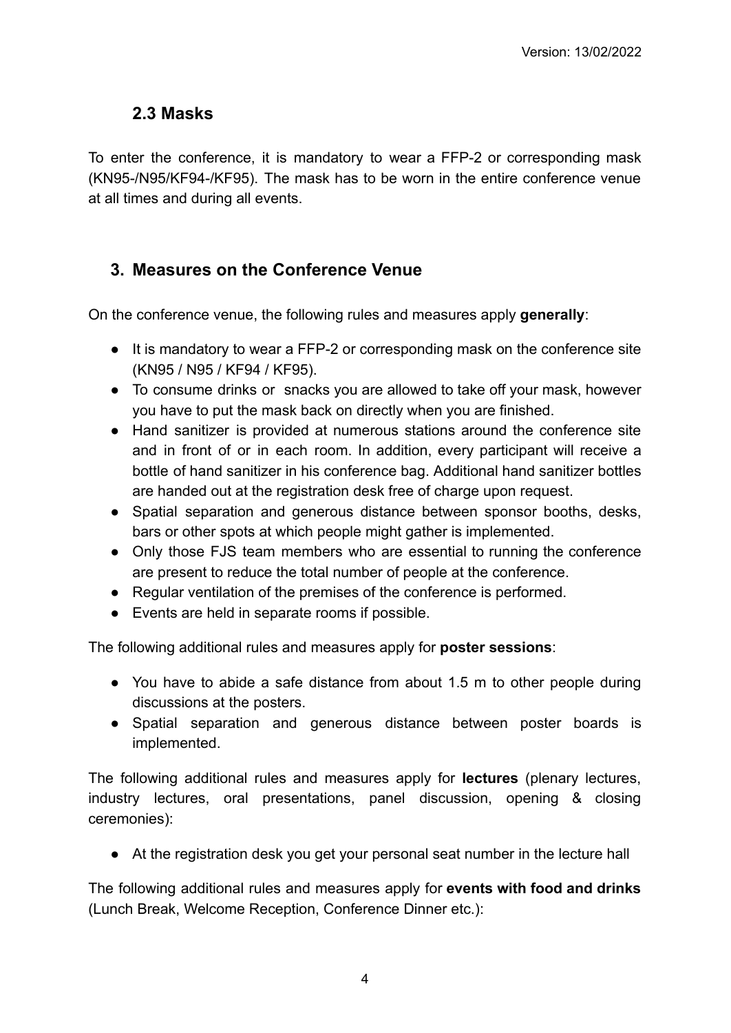## 2.3 Masks

To enter the conference, it is mandatory to wear a FFP-2 or corresponding mask (KN95-/N95/KF94-/KF95). The mask has to be worn in the entire conference venue at all times and during all events.

## 3. Measures on the Conference Venue

On the conference venue, the following rules and measures apply **generally**:

- It is mandatory to wear a FFP-2 or corresponding mask on the conference site (KN95 / N95 / KF94 / KF95).
- To consume drinks or snacks you are allowed to take off your mask, however you have to put the mask back on directly when you are finished.
- Hand sanitizer is provided at numerous stations around the conference site and in front of or in each room. In addition, every participant will receive a bottle of hand sanitizer in his conference bag. Additional hand sanitizer bottles are handed out at the registration desk free of charge upon request.
- Spatial separation and generous distance between sponsor booths, desks, bars or other spots at which people might gather is implemented.
- Only those FJS team members who are essential to running the conference are present to reduce the total number of people at the conference.
- Regular ventilation of the premises of the conference is performed.
- Events are held in separate rooms if possible.

The following additional rules and measures apply for **poster sessions**:

- You have to abide a safe distance from about 1.5 m to other people during discussions at the posters.
- Spatial separation and generous distance between poster boards is implemented.

The following additional rules and measures apply for **lectures** (plenary lectures, industry lectures, oral presentations, panel discussion, opening & closing ceremonies):

- At the registration desk you get your personal seat number in the lecture hall

The following additional rules and measures apply for **events with food and drinks** (Lunch Break, Welcome Reception, Conference Dinner etc.):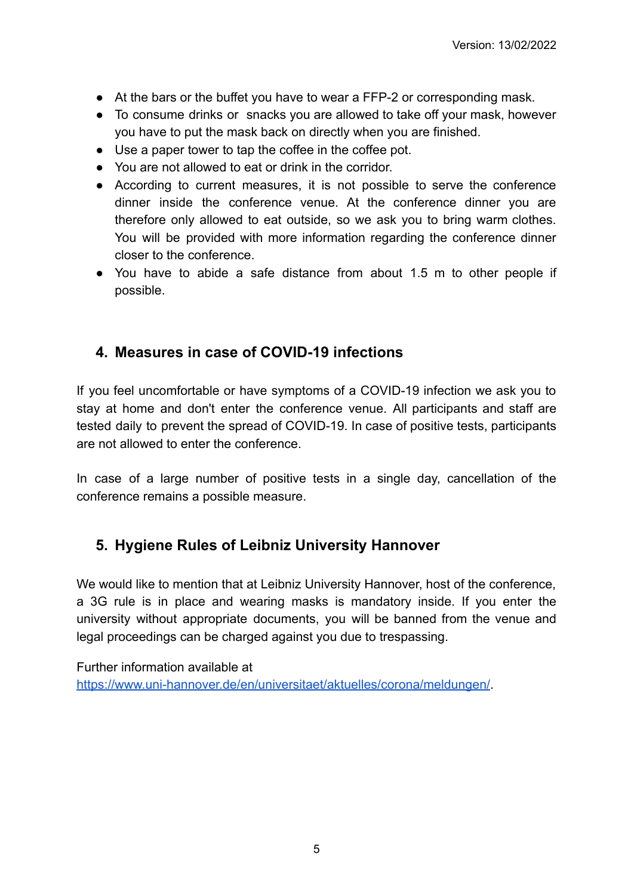- At the bars or the buffet you have to wear a FFP-2 or corresponding mask.
- To consume drinks or snacks you are allowed to take off your mask, however you have to put the mask back on directly when you are finished.
- Use a paper tower to tap the coffee in the coffee pot.
- You are not allowed to eat or drink in the corridor.
- According to current measures, it is not possible to serve the conference dinner inside the conference venue. At the conference dinner you are therefore only allowed to eat outside, so we ask you to bring warm clothes. You will be provided with more information regarding the conference dinner closer to the conference.
- You have to abide a safe distance from about 1.5 m to other people if possible.

## 4. Measures in case of COVID-19 infections

If you feel uncomfortable or have symptoms of a COVID-19 infection we ask you to stay at home and don't enter the conference venue. All participants and staff are tested daily to prevent the spread of COVID-19. In case of positive tests, participants are not allowed to enter the conference.

In case of a large number of positive tests in a single day, cancellation of the conference remains a possible measure.

## 5. Hygiene Rules of Leibniz University Hannover

We would like to mention that at Leibniz University Hannover, host of the conference, a 3G rule is in place and wearing masks is mandatory inside. If you enter the university without appropriate documents, you will be banned from the venue and legal proceedings can be charged against you due to trespassing.

Further information available at
https://www.uni-hannover.de/en/universitaet/aktuelles/corona/meldungen/.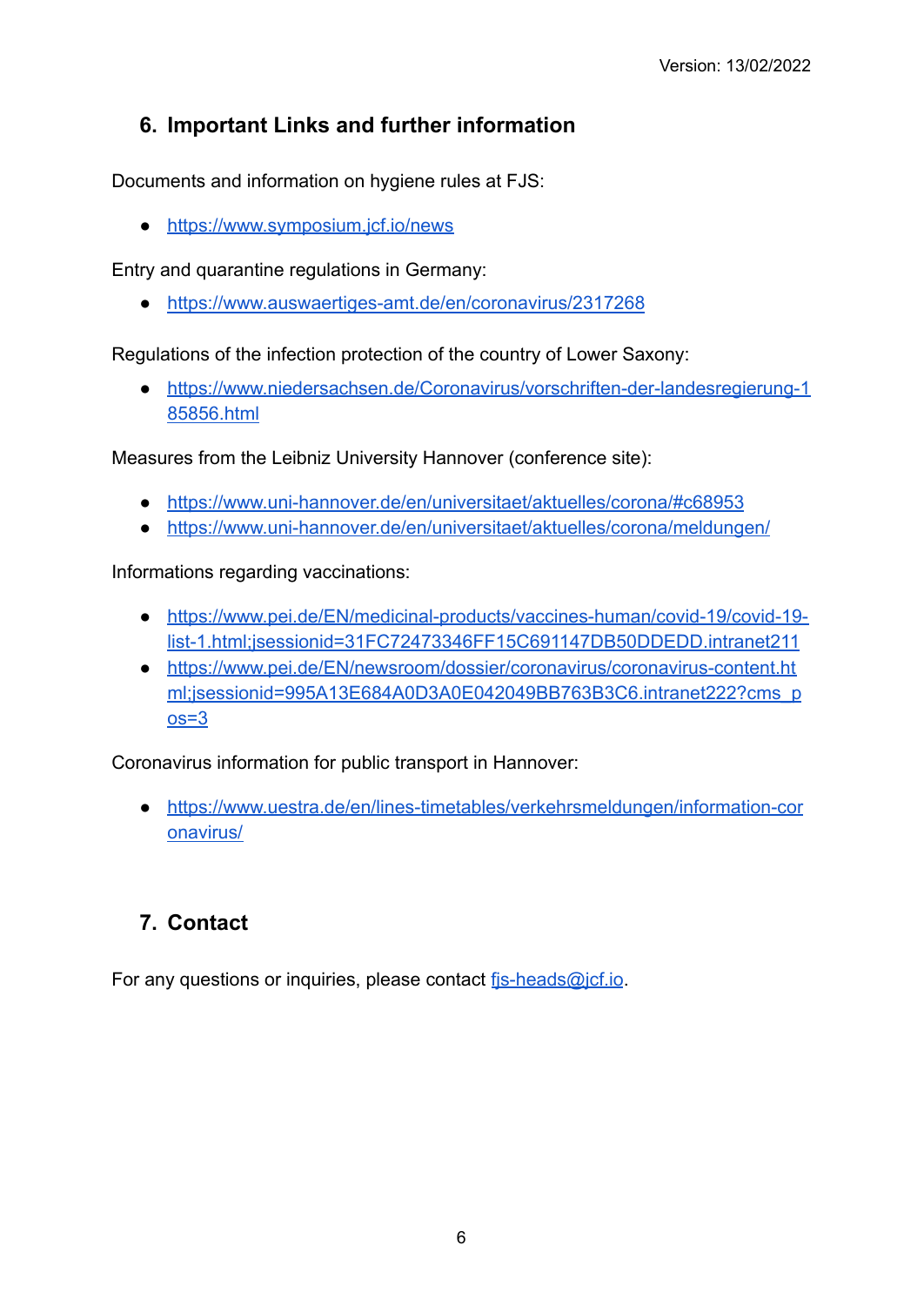## 6. Important Links and further information

Documents and information on hygiene rules at FJS:

- https://www.symposium.jcf.io/news

Entry and quarantine regulations in Germany:

- https://www.auswaertiges-amt.de/en/coronavirus/2317268

Regulations of the infection protection of the country of Lower Saxony:

- https://www.niedersachsen.de/Coronavirus/vorschriften-der-landesregierung-185856.html

Measures from the Leibniz University Hannover (conference site):

- https://www.uni-hannover.de/en/universitaet/aktuelles/corona/#c68953
- https://www.uni-hannover.de/en/universitaet/aktuelles/corona/meldungen/

Informations regarding vaccinations:

- https://www.pei.de/EN/medicinal-products/vaccines-human/covid-19/covid-19-list-1.html;jsessionid=31FC72473346FF15C691147DB50DDEDD.intranet211
- https://www.pei.de/EN/newsroom/dossier/coronavirus/coronavirus-content.html;jsessionid=995A13E684A0D3A0E042049BB763B3C6.intranet222?cms_pos=3

Coronavirus information for public transport in Hannover:

- https://www.uestra.de/en/lines-timetables/verkehrsmeldungen/information-coronavirus/

## 7. Contact

For any questions or inquiries, please contact fjs-heads@jcf.io.